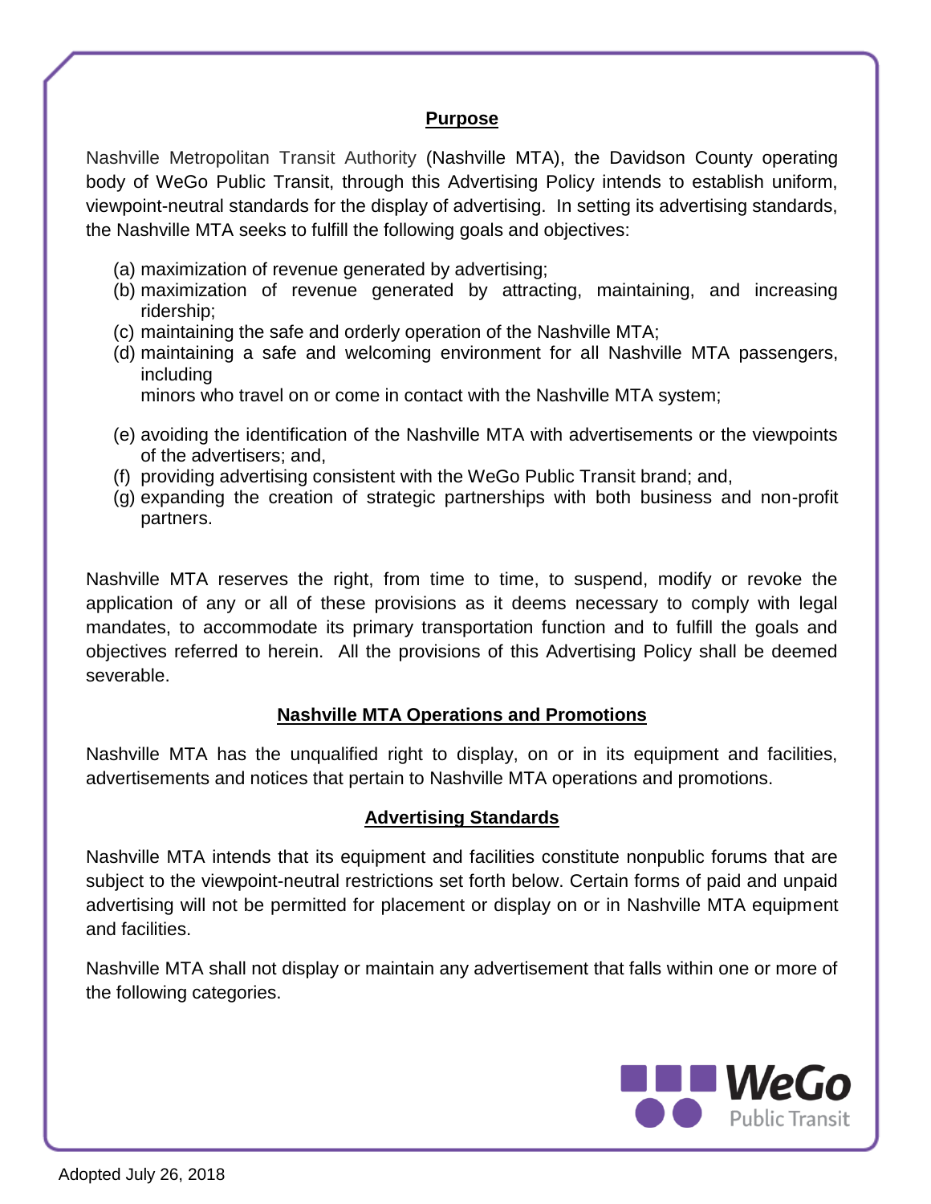## Purpose

Nashville Metropolitan Transit Authority (Nashville MTA), the Davidson County operating body of WeGo Public Transit, through this Advertising Policy intends to establish uniform, viewpoint-neutral standards for the display of advertising. In setting its advertising standards, the Nashville MTA seeks to fulfill the following goals and objectives:

(a) maximization of revenue generated by advertising;
(b) maximization of revenue generated by attracting, maintaining, and increasing ridership;
(c) maintaining the safe and orderly operation of the Nashville MTA;
(d) maintaining a safe and welcoming environment for all Nashville MTA passengers, including minors who travel on or come in contact with the Nashville MTA system;
(e) avoiding the identification of the Nashville MTA with advertisements or the viewpoints of the advertisers; and,
(f) providing advertising consistent with the WeGo Public Transit brand; and,
(g) expanding the creation of strategic partnerships with both business and non-profit partners.

Nashville MTA reserves the right, from time to time, to suspend, modify or revoke the application of any or all of these provisions as it deems necessary to comply with legal mandates, to accommodate its primary transportation function and to fulfill the goals and objectives referred to herein. All the provisions of this Advertising Policy shall be deemed severable.

## Nashville MTA Operations and Promotions

Nashville MTA has the unqualified right to display, on or in its equipment and facilities, advertisements and notices that pertain to Nashville MTA operations and promotions.

## Advertising Standards

Nashville MTA intends that its equipment and facilities constitute nonpublic forums that are subject to the viewpoint-neutral restrictions set forth below. Certain forms of paid and unpaid advertising will not be permitted for placement or display on or in Nashville MTA equipment and facilities.

Nashville MTA shall not display or maintain any advertisement that falls within one or more of the following categories.

Adopted July 26, 2018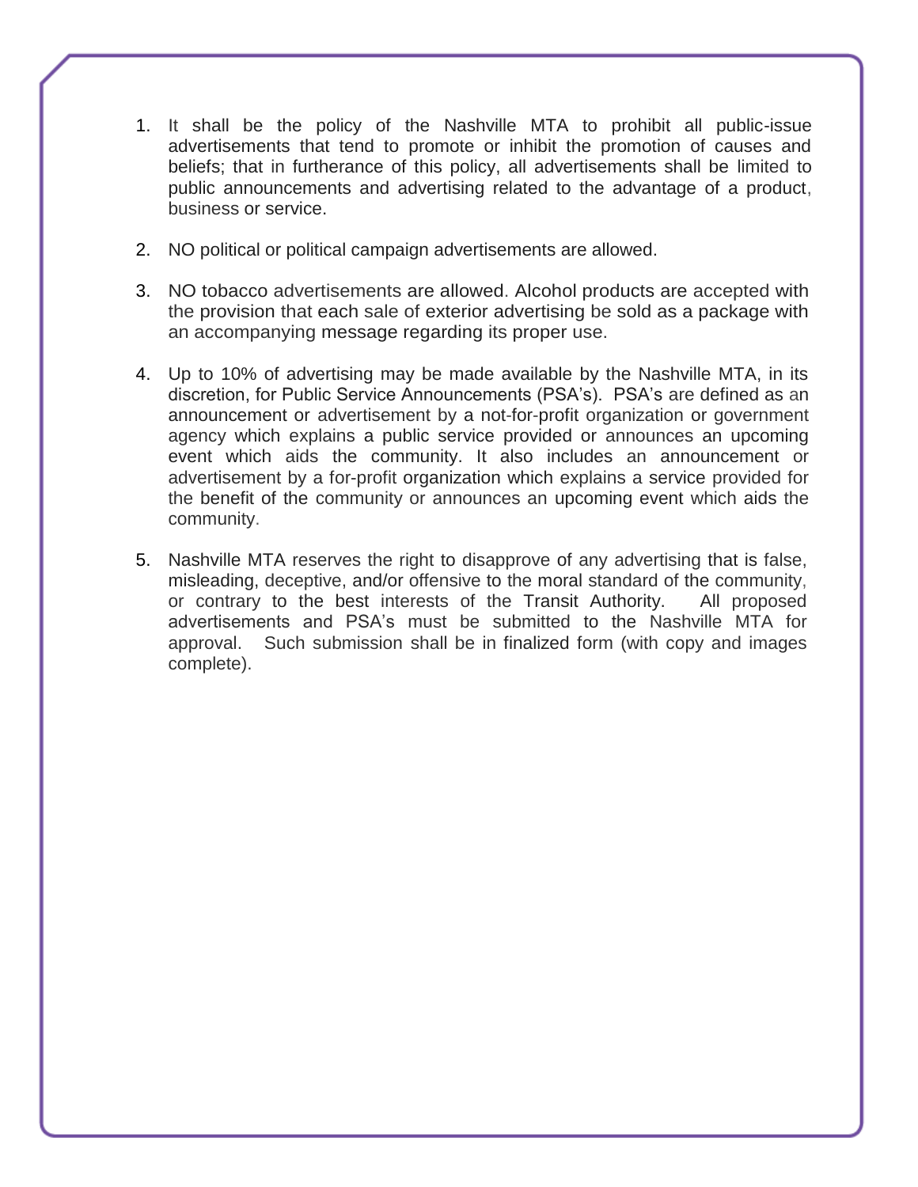1. It shall be the policy of the Nashville MTA to prohibit all public-issue advertisements that tend to promote or inhibit the promotion of causes and beliefs; that in furtherance of this policy, all advertisements shall be limited to public announcements and advertising related to the advantage of a product, business or service.

2. NO political or political campaign advertisements are allowed.

3. NO tobacco advertisements are allowed. Alcohol products are accepted with the provision that each sale of exterior advertising be sold as a package with an accompanying message regarding its proper use.

4. Up to 10% of advertising may be made available by the Nashville MTA, in its discretion, for Public Service Announcements (PSA's). PSA's are defined as an announcement or advertisement by a not-for-profit organization or government agency which explains a public service provided or announces an upcoming event which aids the community. It also includes an announcement or advertisement by a for-profit organization which explains a service provided for the benefit of the community or announces an upcoming event which aids the community.

5. Nashville MTA reserves the right to disapprove of any advertising that is false, misleading, deceptive, and/or offensive to the moral standard of the community, or contrary to the best interests of the Transit Authority. All proposed advertisements and PSA's must be submitted to the Nashville MTA for approval. Such submission shall be in finalized form (with copy and images complete).